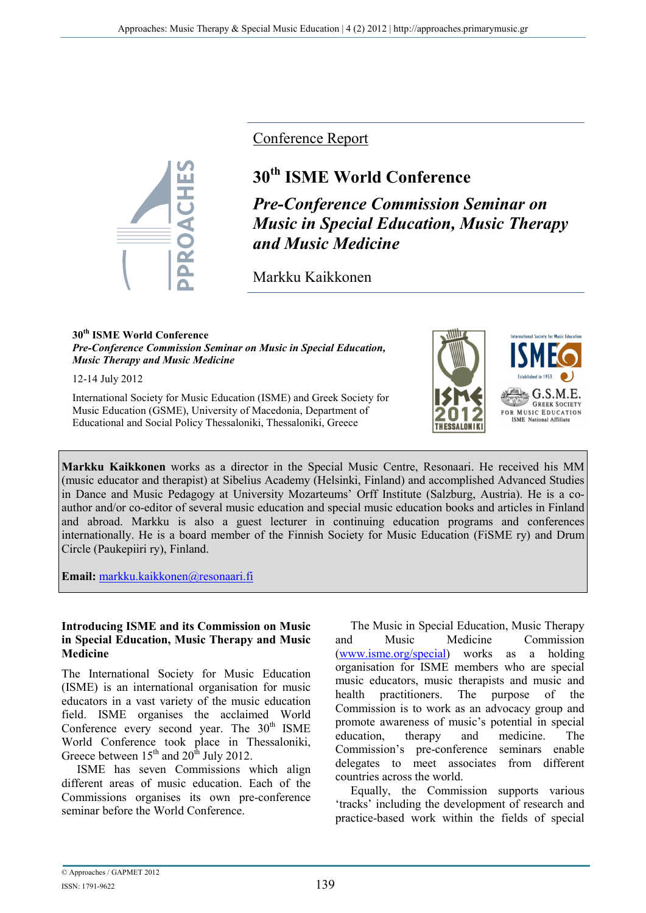Conference Report

# 30th ISME World Conference

## *Pre-Conference Commission Seminar on Music in Special Education, Music Therapy and Music Medicine*

Markku Kaikkonen

**30th ISME World Conference**
***Pre-Conference Commission Seminar on Music in Special Education, Music Therapy and Music Medicine***

12-14 July 2012

International Society for Music Education (ISME) and Greek Society for Music Education (GSME), University of Macedonia, Department of Educational and Social Policy Thessaloniki, Thessaloniki, Greece

**Markku Kaikkonen** works as a director in the Special Music Centre, Resonaari. He received his MM (music educator and therapist) at Sibelius Academy (Helsinki, Finland) and accomplished Advanced Studies in Dance and Music Pedagogy at University Mozarteums' Orff Institute (Salzburg, Austria). He is a co-author and/or co-editor of several music education and special music education books and articles in Finland and abroad. Markku is also a guest lecturer in continuing education programs and conferences internationally. He is a board member of the Finnish Society for Music Education (FiSME ry) and Drum Circle (Paukepiiri ry), Finland.

**Email:** markku.kaikkonen@resonaari.fi

### Introducing ISME and its Commission on Music in Special Education, Music Therapy and Music Medicine

The International Society for Music Education (ISME) is an international organisation for music educators in a vast variety of the music education field. ISME organises the acclaimed World Conference every second year. The 30th ISME World Conference took place in Thessaloniki, Greece between 15th and 20th July 2012.

ISME has seven Commissions which align different areas of music education. Each of the Commissions organises its own pre-conference seminar before the World Conference.

The Music in Special Education, Music Therapy and Music Medicine Commission (www.isme.org/special) works as a holding organisation for ISME members who are special music educators, music therapists and music and health practitioners. The purpose of the Commission is to work as an advocacy group and promote awareness of music's potential in special education, therapy and medicine. The Commission's pre-conference seminars enable delegates to meet associates from different countries across the world.

Equally, the Commission supports various 'tracks' including the development of research and practice-based work within the fields of special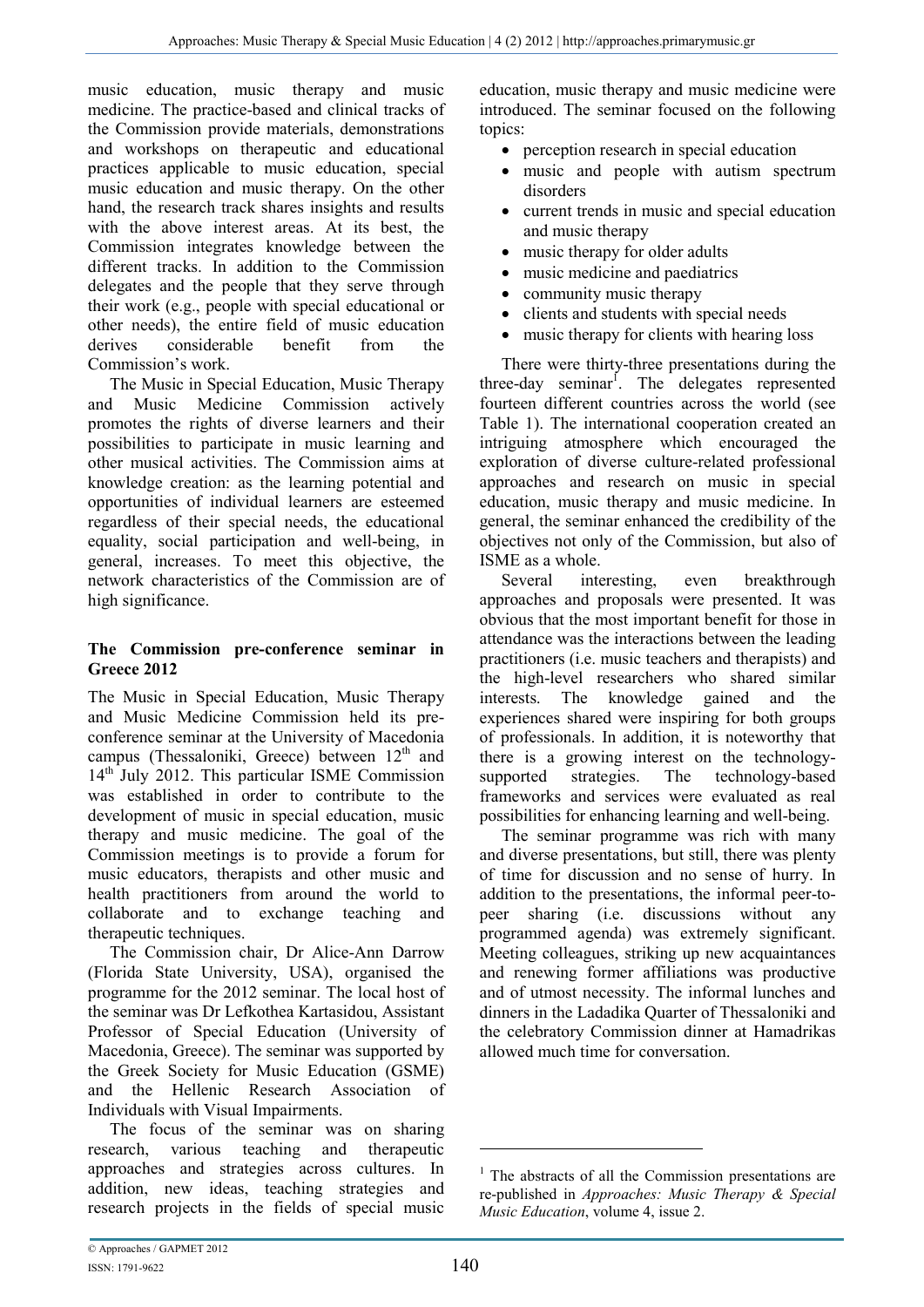music education, music therapy and music medicine. The practice-based and clinical tracks of the Commission provide materials, demonstrations and workshops on therapeutic and educational practices applicable to music education, special music education and music therapy. On the other hand, the research track shares insights and results with the above interest areas. At its best, the Commission integrates knowledge between the different tracks. In addition to the Commission delegates and the people that they serve through their work (e.g., people with special educational or other needs), the entire field of music education derives considerable benefit from the Commission's work.

The Music in Special Education, Music Therapy and Music Medicine Commission actively promotes the rights of diverse learners and their possibilities to participate in music learning and other musical activities. The Commission aims at knowledge creation: as the learning potential and opportunities of individual learners are esteemed regardless of their special needs, the educational equality, social participation and well-being, in general, increases. To meet this objective, the network characteristics of the Commission are of high significance.

**The Commission pre-conference seminar in Greece 2012**

The Music in Special Education, Music Therapy and Music Medicine Commission held its pre-conference seminar at the University of Macedonia campus (Thessaloniki, Greece) between 12th and 14th July 2012. This particular ISME Commission was established in order to contribute to the development of music in special education, music therapy and music medicine. The goal of the Commission meetings is to provide a forum for music educators, therapists and other music and health practitioners from around the world to collaborate and to exchange teaching and therapeutic techniques.

The Commission chair, Dr Alice-Ann Darrow (Florida State University, USA), organised the programme for the 2012 seminar. The local host of the seminar was Dr Lefkothea Kartasidou, Assistant Professor of Special Education (University of Macedonia, Greece). The seminar was supported by the Greek Society for Music Education (GSME) and the Hellenic Research Association of Individuals with Visual Impairments.

The focus of the seminar was on sharing research, various teaching and therapeutic approaches and strategies across cultures. In addition, new ideas, teaching strategies and research projects in the fields of special music education, music therapy and music medicine were introduced. The seminar focused on the following topics:

- perception research in special education
- music and people with autism spectrum disorders
- current trends in music and special education and music therapy
- music therapy for older adults
- music medicine and paediatrics
- community music therapy
- clients and students with special needs
- music therapy for clients with hearing loss

There were thirty-three presentations during the three-day seminar[1]. The delegates represented fourteen different countries across the world (see Table 1). The international cooperation created an intriguing atmosphere which encouraged the exploration of diverse culture-related professional approaches and research on music in special education, music therapy and music medicine. In general, the seminar enhanced the credibility of the objectives not only of the Commission, but also of ISME as a whole.

Several interesting, even breakthrough approaches and proposals were presented. It was obvious that the most important benefit for those in attendance was the interactions between the leading practitioners (i.e. music teachers and therapists) and the high-level researchers who shared similar interests. The knowledge gained and the experiences shared were inspiring for both groups of professionals. In addition, it is noteworthy that there is a growing interest on the technology-supported strategies. The technology-based frameworks and services were evaluated as real possibilities for enhancing learning and well-being.

The seminar programme was rich with many and diverse presentations, but still, there was plenty of time for discussion and no sense of hurry. In addition to the presentations, the informal peer-to-peer sharing (i.e. discussions without any programmed agenda) was extremely significant. Meeting colleagues, striking up new acquaintances and renewing former affiliations was productive and of utmost necessity. The informal lunches and dinners in the Ladadika Quarter of Thessaloniki and the celebratory Commission dinner at Hamadrikas allowed much time for conversation.

[1] The abstracts of all the Commission presentations are re-published in *Approaches: Music Therapy & Special Music Education*, volume 4, issue 2.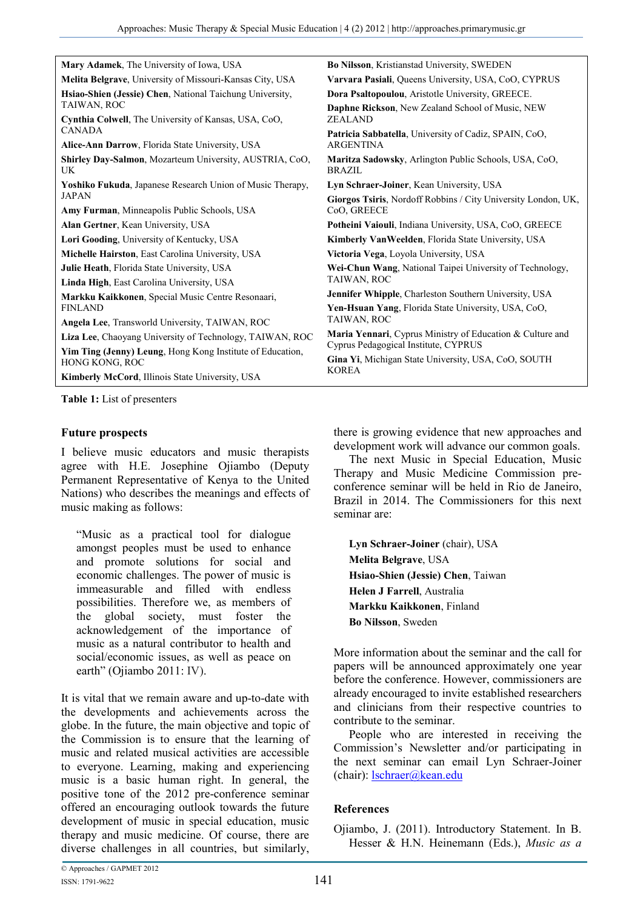| | |
|---|---|
| **Mary Adamek**, The University of Iowa, USA | **Bo Nilsson**, Kristianstad University, SWEDEN |
| **Melita Belgrave**, University of Missouri-Kansas City, USA | **Varvara Pasiali**, Queens University, USA, CoO, CYPRUS |
| **Hsiao-Shien (Jessie) Chen**, National Taichung University, TAIWAN, ROC | **Dora Psaltopoulou**, Aristotle University, GREECE. |
| **Cynthia Colwell**, The University of Kansas, USA, CoO, CANADA | **Daphne Rickson**, New Zealand School of Music, NEW ZEALAND |
| **Alice-Ann Darrow**, Florida State University, USA | **Patricia Sabbatella**, University of Cadiz, SPAIN, CoO, ARGENTINA |
| **Shirley Day-Salmon**, Mozarteum University, AUSTRIA, CoO, UK | **Maritza Sadowsky**, Arlington Public Schools, USA, CoO, BRAZIL |
| **Yoshiko Fukuda**, Japanese Research Union of Music Therapy, JAPAN | **Lyn Schraer-Joiner**, Kean University, USA |
| **Amy Furman**, Minneapolis Public Schools, USA | **Giorgos Tsiris**, Nordoff Robbins / City University London, UK, CoO, GREECE |
| **Alan Gertner**, Kean University, USA | **Potheini Vaiouli**, Indiana University, USA, CoO, GREECE |
| **Lori Gooding**, University of Kentucky, USA | **Kimberly VanWeelden**, Florida State University, USA |
| **Michelle Hairston**, East Carolina University, USA | **Victoria Vega**, Loyola University, USA |
| **Julie Heath**, Florida State University, USA | **Wei-Chun Wang**, National Taipei University of Technology, TAIWAN, ROC |
| **Linda High**, East Carolina University, USA | **Jennifer Whipple**, Charleston Southern University, USA |
| **Markku Kaikkonen**, Special Music Centre Resonaari, FINLAND | **Yen-Hsuan Yang**, Florida State University, USA, CoO, TAIWAN, ROC |
| **Angela Lee**, Transworld University, TAIWAN, ROC | **Maria Yennari**, Cyprus Ministry of Education & Culture and Cyprus Pedagogical Institute, CYPRUS |
| **Liza Lee**, Chaoyang University of Technology, TAIWAN, ROC | **Gina Yi**, Michigan State University, USA, CoO, SOUTH KOREA |
| **Yim Ting (Jenny) Leung**, Hong Kong Institute of Education, HONG KONG, ROC | |
| **Kimberly McCord**, Illinois State University, USA | |

**Table 1:** List of presenters

## Future prospects

I believe music educators and music therapists agree with H.E. Josephine Ojiambo (Deputy Permanent Representative of Kenya to the United Nations) who describes the meanings and effects of music making as follows:

> "Music as a practical tool for dialogue amongst peoples must be used to enhance and promote solutions for social and economic challenges. The power of music is immeasurable and filled with endless possibilities. Therefore we, as members of the global society, must foster the acknowledgement of the importance of music as a natural contributor to health and social/economic issues, as well as peace on earth" (Ojiambo 2011: IV).

It is vital that we remain aware and up-to-date with the developments and achievements across the globe. In the future, the main objective and topic of the Commission is to ensure that the learning of music and related musical activities are accessible to everyone. Learning, making and experiencing music is a basic human right. In general, the positive tone of the 2012 pre-conference seminar offered an encouraging outlook towards the future development of music in special education, music therapy and music medicine. Of course, there are diverse challenges in all countries, but similarly, there is growing evidence that new approaches and development work will advance our common goals.

The next Music in Special Education, Music Therapy and Music Medicine Commission pre-conference seminar will be held in Rio de Janeiro, Brazil in 2014. The Commissioners for this next seminar are:

**Lyn Schraer-Joiner** (chair), USA
**Melita Belgrave**, USA
**Hsiao-Shien (Jessie) Chen**, Taiwan
**Helen J Farrell**, Australia
**Markku Kaikkonen**, Finland
**Bo Nilsson**, Sweden

More information about the seminar and the call for papers will be announced approximately one year before the conference. However, commissioners are already encouraged to invite established researchers and clinicians from their respective countries to contribute to the seminar.

People who are interested in receiving the Commission's Newsletter and/or participating in the next seminar can email Lyn Schraer-Joiner (chair): lschraer@kean.edu

## References

Ojiambo, J. (2011). Introductory Statement. In B. Hesser & H.N. Heinemann (Eds.), *Music as a*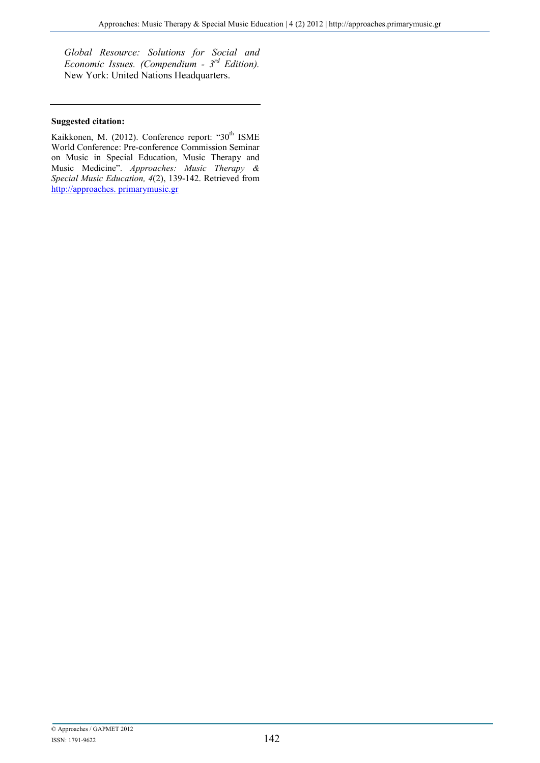*Global Resource: Solutions for Social and Economic Issues. (Compendium - 3rd Edition).* New York: United Nations Headquarters.

---

**Suggested citation:**

Kaikkonen, M. (2012). Conference report: "30th ISME World Conference: Pre-conference Commission Seminar on Music in Special Education, Music Therapy and Music Medicine". *Approaches: Music Therapy & Special Music Education, 4*(2), 139-142. Retrieved from [http://approaches. primarymusic.gr](http://approaches.primarymusic.gr)